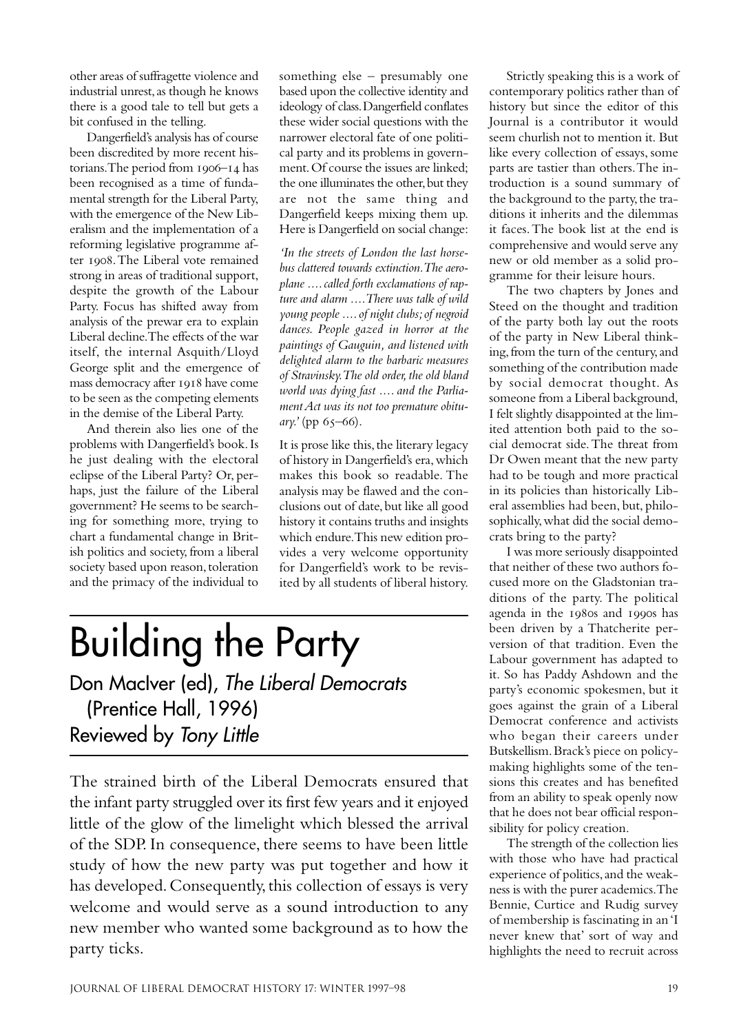other areas of suffragette violence and industrial unrest, as though he knows there is a good tale to tell but gets a bit confused in the telling.

Dangerfield's analysis has of course been discredited by more recent historians. The period from 1906–14 has been recognised as a time of fundamental strength for the Liberal Party, with the emergence of the New Liberalism and the implementation of a reforming legislative programme after 1908. The Liberal vote remained strong in areas of traditional support, despite the growth of the Labour Party. Focus has shifted away from analysis of the prewar era to explain Liberal decline. The effects of the war itself, the internal Asquith/Lloyd George split and the emergence of mass democracy after 1918 have come to be seen as the competing elements in the demise of the Liberal Party.

And therein also lies one of the problems with Dangerfield's book. Is he just dealing with the electoral eclipse of the Liberal Party? Or, perhaps, just the failure of the Liberal government? He seems to be searching for something more, trying to chart a fundamental change in British politics and society, from a liberal society based upon reason, toleration and the primacy of the individual to something else – presumably one based upon the collective identity and ideology of class. Dangerfield conflates these wider social questions with the narrower electoral fate of one political party and its problems in government. Of course the issues are linked; the one illuminates the other, but they are not the same thing and Dangerfield keeps mixing them up. Here is Dangerfield on social change:

*'In the streets of London the last horse-bus clattered towards extinction. The aeroplane …. called forth exclamations of rapture and alarm …. There was talk of wild young people …. of night clubs; of negroid dances. People gazed in horror at the paintings of Gauguin, and listened with delighted alarm to the barbaric measures of Stravinsky. The old order, the old bland world was dying fast …. and the Parliament Act was its not too premature obituary.'* (pp 65–66).

It is prose like this, the literary legacy of history in Dangerfield's era, which makes this book so readable. The analysis may be flawed and the conclusions out of date, but like all good history it contains truths and insights which endure. This new edition provides a very welcome opportunity for Dangerfield's work to be revisited by all students of liberal history.

# Building the Party

## Don MacIver (ed), *The Liberal Democrats* (Prentice Hall, 1996)
## Reviewed by *Tony Little*

The strained birth of the Liberal Democrats ensured that the infant party struggled over its first few years and it enjoyed little of the glow of the limelight which blessed the arrival of the SDP. In consequence, there seems to have been little study of how the new party was put together and how it has developed. Consequently, this collection of essays is very welcome and would serve as a sound introduction to any new member who wanted some background as to how the party ticks.

Strictly speaking this is a work of contemporary politics rather than of history but since the editor of this Journal is a contributor it would seem churlish not to mention it. But like every collection of essays, some parts are tastier than others. The introduction is a sound summary of the background to the party, the traditions it inherits and the dilemmas it faces. The book list at the end is comprehensive and would serve any new or old member as a solid programme for their leisure hours.

The two chapters by Jones and Steed on the thought and tradition of the party both lay out the roots of the party in New Liberal thinking, from the turn of the century, and something of the contribution made by social democrat thought. As someone from a Liberal background, I felt slightly disappointed at the limited attention both paid to the social democrat side. The threat from Dr Owen meant that the new party had to be tough and more practical in its policies than historically Liberal assemblies had been, but, philosophically, what did the social democrats bring to the party?

I was more seriously disappointed that neither of these two authors focused more on the Gladstonian traditions of the party. The political agenda in the 1980s and 1990s has been driven by a Thatcherite perversion of that tradition. Even the Labour government has adapted to it. So has Paddy Ashdown and the party's economic spokesmen, but it goes against the grain of a Liberal Democrat conference and activists who began their careers under Butskellism. Brack's piece on policy-making highlights some of the tensions this creates and has benefited from an ability to speak openly now that he does not bear official responsibility for policy creation.

The strength of the collection lies with those who have had practical experience of politics, and the weakness is with the purer academics. The Bennie, Curtice and Rudig survey of membership is fascinating in an 'I never knew that' sort of way and highlights the need to recruit across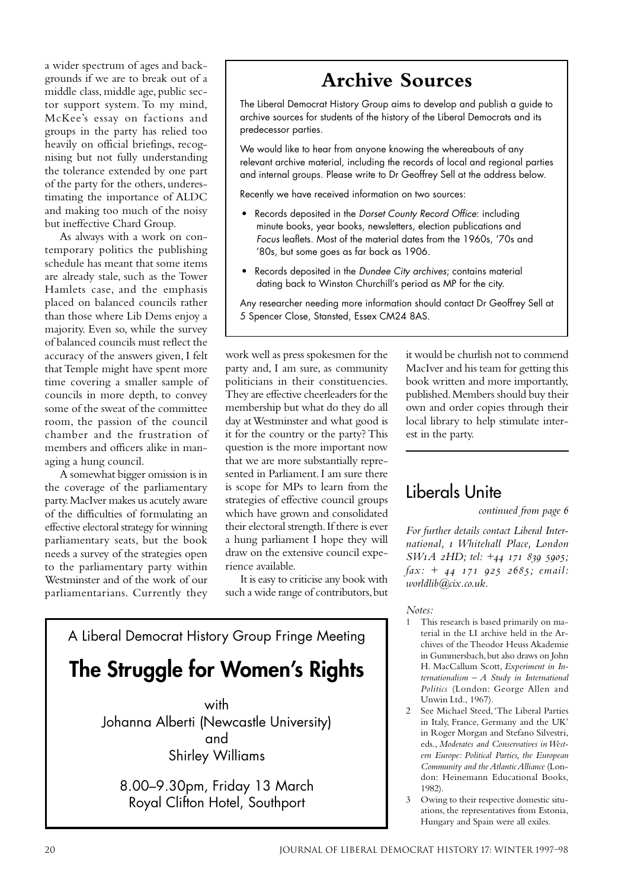a wider spectrum of ages and backgrounds if we are to break out of a middle class, middle age, public sector support system. To my mind, McKee's essay on factions and groups in the party has relied too heavily on official briefings, recognising but not fully understanding the tolerance extended by one part of the party for the others, underestimating the importance of ALDC and making too much of the noisy but ineffective Chard Group.

As always with a work on contemporary politics the publishing schedule has meant that some items are already stale, such as the Tower Hamlets case, and the emphasis placed on balanced councils rather than those where Lib Dems enjoy a majority. Even so, while the survey of balanced councils must reflect the accuracy of the answers given, I felt that Temple might have spent more time covering a smaller sample of councils in more depth, to convey some of the sweat of the committee room, the passion of the council chamber and the frustration of members and officers alike in managing a hung council.

A somewhat bigger omission is in the coverage of the parliamentary party. MacIver makes us acutely aware of the difficulties of formulating an effective electoral strategy for winning parliamentary seats, but the book needs a survey of the strategies open to the parliamentary party within Westminster and of the work of our parliamentarians. Currently they work well as press spokesmen for the party and, I am sure, as community politicians in their constituencies. They are effective cheerleaders for the membership but what do they do all day at Westminster and what good is it for the country or the party? This question is the more important now that we are more substantially represented in Parliament. I am sure there is scope for MPs to learn from the strategies of effective council groups which have grown and consolidated their electoral strength. If there is ever a hung parliament I hope they will draw on the extensive council experience available.

It is easy to criticise any book with such a wide range of contributors, but it would be churlish not to commend MacIver and his team for getting this book written and more importantly, published. Members should buy their own and order copies through their local library to help stimulate interest in the party.

# Archive Sources

The Liberal Democrat History Group aims to develop and publish a guide to archive sources for students of the history of the Liberal Democrats and its predecessor parties.

We would like to hear from anyone knowing the whereabouts of any relevant archive material, including the records of local and regional parties and internal groups. Please write to Dr Geoffrey Sell at the address below.

Recently we have received information on two sources:

- Records deposited in the *Dorset County Record Office*: including minute books, year books, newsletters, election publications and *Focus* leaflets. Most of the material dates from the 1960s, '70s and '80s, but some goes as far back as 1906.
- Records deposited in the *Dundee City archives*; contains material dating back to Winston Churchill's period as MP for the city.

Any researcher needing more information should contact Dr Geoffrey Sell at 5 Spencer Close, Stansted, Essex CM24 8AS.

A Liberal Democrat History Group Fringe Meeting

# The Struggle for Women's Rights

with
Johanna Alberti (Newcastle University)
and
Shirley Williams

8.00–9.30pm, Friday 13 March
Royal Clifton Hotel, Southport

## Liberals Unite

*continued from page 6*

*For further details contact Liberal International, 1 Whitehall Place, London SW1A 2HD; tel: +44 171 839 5905; fax: + 44 171 925 2685; email: worldlib@cix.co.uk.*

*Notes:*

1. This research is based primarily on material in the LI archive held in the Archives of the Theodor Heuss Akademie in Gummersbach, but also draws on John H. MacCallum Scott, *Experiment in Internationalism – A Study in International Politics* (London: George Allen and Unwin Ltd., 1967).
2. See Michael Steed, 'The Liberal Parties in Italy, France, Germany and the UK' in Roger Morgan and Stefano Silvestri, eds., *Moderates and Conservatives in Western Europe: Political Parties, the European Community and the Atlantic Alliance* (London: Heinemann Educational Books, 1982).
3. Owing to their respective domestic situations, the representatives from Estonia, Hungary and Spain were all exiles.